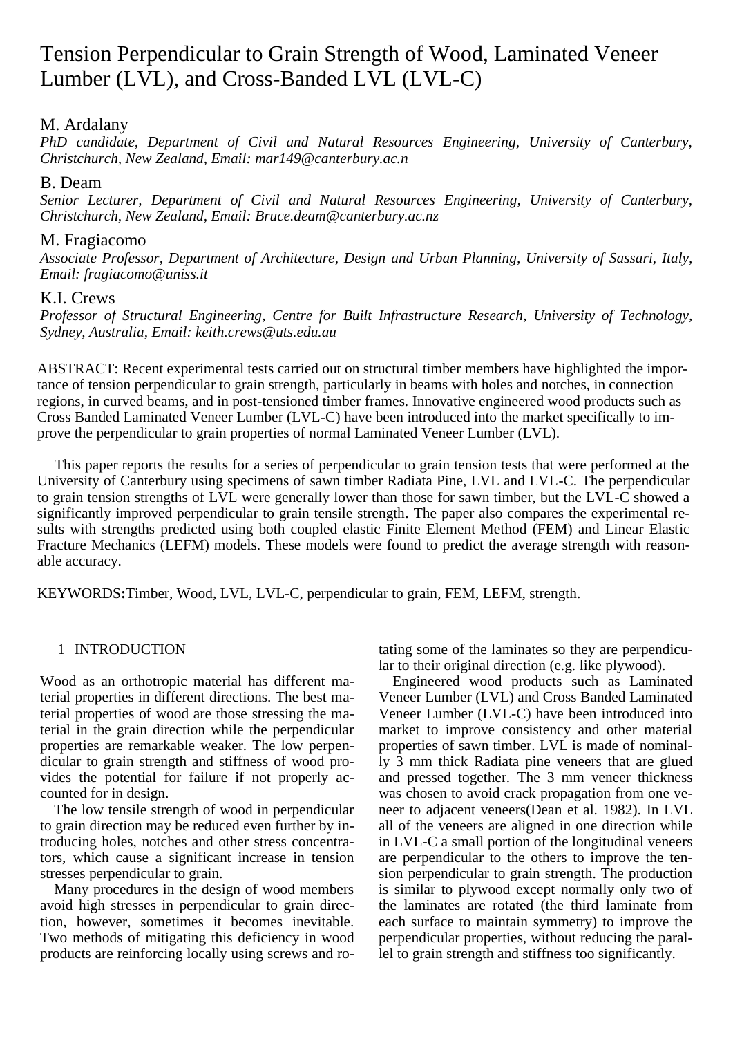# Tension Perpendicular to Grain Strength of Wood, Laminated Veneer Lumber (LVL), and Cross-Banded LVL (LVL-C)

M. Ardalany

*PhD candidate, Department of Civil and Natural Resources Engineering, University of Canterbury, Christchurch, New Zealand, Email: mar149@canterbury.ac.n*

B. Deam

*Senior Lecturer, Department of Civil and Natural Resources Engineering, University of Canterbury, Christchurch, New Zealand, Email: Bruce.deam@canterbury.ac.nz*

M. Fragiacomo

*Associate Professor, Department of Architecture, Design and Urban Planning, University of Sassari, Italy, Email: fragiacomo@uniss.it*

K.I. Crews

*Professor of Structural Engineering, Centre for Built Infrastructure Research, University of Technology, Sydney, Australia, Email: keith.crews@uts.edu.au*

ABSTRACT: Recent experimental tests carried out on structural timber members have highlighted the importance of tension perpendicular to grain strength, particularly in beams with holes and notches, in connection regions, in curved beams, and in post-tensioned timber frames. Innovative engineered wood products such as Cross Banded Laminated Veneer Lumber (LVL-C) have been introduced into the market specifically to improve the perpendicular to grain properties of normal Laminated Veneer Lumber (LVL).

This paper reports the results for a series of perpendicular to grain tension tests that were performed at the University of Canterbury using specimens of sawn timber Radiata Pine, LVL and LVL-C. The perpendicular to grain tension strengths of LVL were generally lower than those for sawn timber, but the LVL-C showed a significantly improved perpendicular to grain tensile strength. The paper also compares the experimental results with strengths predicted using both coupled elastic Finite Element Method (FEM) and Linear Elastic Fracture Mechanics (LEFM) models. These models were found to predict the average strength with reasonable accuracy.

KEYWORDS**:**Timber, Wood, LVL, LVL-C, perpendicular to grain, FEM, LEFM, strength.

## 1 INTRODUCTION

Wood as an orthotropic material has different material properties in different directions. The best material properties of wood are those stressing the material in the grain direction while the perpendicular properties are remarkable weaker. The low perpendicular to grain strength and stiffness of wood provides the potential for failure if not properly accounted for in design.

The low tensile strength of wood in perpendicular to grain direction may be reduced even further by introducing holes, notches and other stress concentrators, which cause a significant increase in tension stresses perpendicular to grain.

Many procedures in the design of wood members avoid high stresses in perpendicular to grain direction, however, sometimes it becomes inevitable. Two methods of mitigating this deficiency in wood products are reinforcing locally using screws and rotating some of the laminates so they are perpendicular to their original direction (e.g. like plywood).

Engineered wood products such as Laminated Veneer Lumber (LVL) and Cross Banded Laminated Veneer Lumber (LVL-C) have been introduced into market to improve consistency and other material properties of sawn timber. LVL is made of nominally 3 mm thick Radiata pine veneers that are glued and pressed together. The 3 mm veneer thickness was chosen to avoid crack propagation from one veneer to adjacent veneers(Dean et al. 1982). In LVL all of the veneers are aligned in one direction while in LVL-C a small portion of the longitudinal veneers are perpendicular to the others to improve the tension perpendicular to grain strength. The production is similar to plywood except normally only two of the laminates are rotated (the third laminate from each surface to maintain symmetry) to improve the perpendicular properties, without reducing the parallel to grain strength and stiffness too significantly.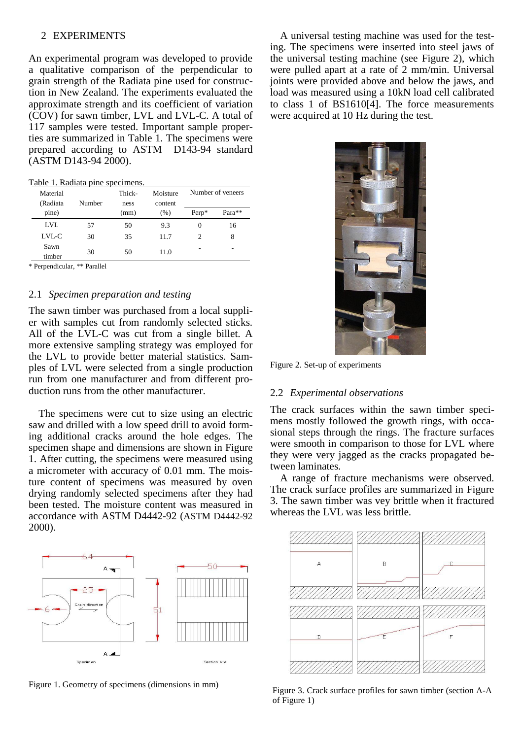## 2 EXPERIMENTS

An experimental program was developed to provide a qualitative comparison of the perpendicular to grain strength of the Radiata pine used for construction in New Zealand. The experiments evaluated the approximate strength and its coefficient of variation (COV) for sawn timber, LVL and LVL-C. A total of 117 samples were tested. Important sample properties are summarized in Table 1. The specimens were prepared according to ASTM D143-94 standard (ASTM D143-94 2000).

Table 1. Radiata pine specimens.

| Material (Radiata pine) | Number | Thickness (mm) | Moisture content (%) | Number of veneers | |
|---|---|---|---|---|---|
| | | | | Perp* | Para** |
| LVL | 57 | 50 | 9.3 | 0 | 16 |
| LVL-C | 30 | 35 | 11.7 | 2 | 8 |
| Sawn timber | 30 | 50 | 11.0 | - | - |

\* Perpendicular, ** Parallel

### 2.1 *Specimen preparation and testing*

The sawn timber was purchased from a local supplier with samples cut from randomly selected sticks. All of the LVL-C was cut from a single billet. A more extensive sampling strategy was employed for the LVL to provide better material statistics. Samples of LVL were selected from a single production run from one manufacturer and from different production runs from the other manufacturer.

The specimens were cut to size using an electric saw and drilled with a low speed drill to avoid forming additional cracks around the hole edges. The specimen shape and dimensions are shown in Figure 1. After cutting, the specimens were measured using a micrometer with accuracy of 0.01 mm. The moisture content of specimens was measured by oven drying randomly selected specimens after they had been tested. The moisture content was measured in accordance with ASTM D4442-92 (ASTM D4442-92 2000).

Figure 1. Geometry of specimens (dimensions in mm)

A universal testing machine was used for the testing. The specimens were inserted into steel jaws of the universal testing machine (see Figure 2), which were pulled apart at a rate of 2 mm/min. Universal joints were provided above and below the jaws, and load was measured using a 10kN load cell calibrated to class 1 of BS1610[4]. The force measurements were acquired at 10 Hz during the test.

Figure 2. Set-up of experiments

### 2.2 *Experimental observations*

The crack surfaces within the sawn timber specimens mostly followed the growth rings, with occasional steps through the rings. The fracture surfaces were smooth in comparison to those for LVL where they were very jagged as the cracks propagated between laminates.

A range of fracture mechanisms were observed. The crack surface profiles are summarized in Figure 3. The sawn timber was vey brittle when it fractured whereas the LVL was less brittle.

Figure 3. Crack surface profiles for sawn timber (section A-A of Figure 1)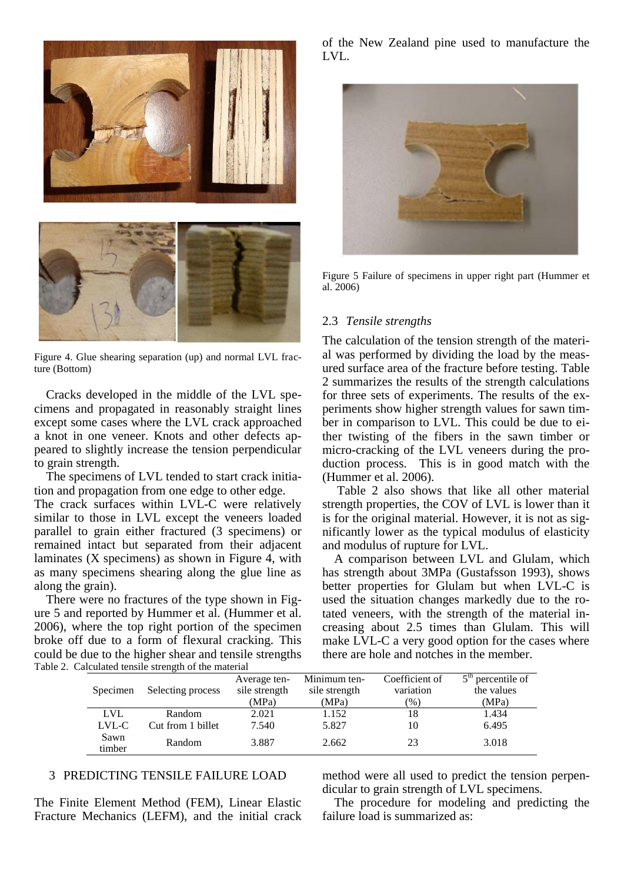Figure 4. Glue shearing separation (up) and normal LVL fracture (Bottom)

Cracks developed in the middle of the LVL specimens and propagated in reasonably straight lines except some cases where the LVL crack approached a knot in one veneer. Knots and other defects appeared to slightly increase the tension perpendicular to grain strength.

The specimens of LVL tended to start crack initiation and propagation from one edge to other edge. The crack surfaces within LVL-C were relatively similar to those in LVL except the veneers loaded parallel to grain either fractured (3 specimens) or remained intact but separated from their adjacent laminates (X specimens) as shown in Figure 4, with as many specimens shearing along the glue line as along the grain).

There were no fractures of the type shown in Figure 5 and reported by Hummer et al. (Hummer et al. 2006), where the top right portion of the specimen broke off due to a form of flexural cracking. This could be due to the higher shear and tensile strengths of the New Zealand pine used to manufacture the LVL.

Figure 5 Failure of specimens in upper right part (Hummer et al. 2006)

## 2.3 *Tensile strengths*

The calculation of the tension strength of the material was performed by dividing the load by the measured surface area of the fracture before testing. Table 2 summarizes the results of the strength calculations for three sets of experiments. The results of the experiments show higher strength values for sawn timber in comparison to LVL. This could be due to either twisting of the fibers in the sawn timber or micro-cracking of the LVL veneers during the production process. This is in good match with the (Hummer et al. 2006).

Table 2 also shows that like all other material strength properties, the COV of LVL is lower than it is for the original material. However, it is not as significantly lower as the typical modulus of elasticity and modulus of rupture for LVL.

A comparison between LVL and Glulam, which has strength about 3MPa (Gustafsson 1993), shows better properties for Glulam but when LVL-C is used the situation changes markedly due to the rotated veneers, with the strength of the material increasing about 2.5 times than Glulam. This will make LVL-C a very good option for the cases where there are hole and notches in the member.

Table 2. Calculated tensile strength of the material

| Specimen | Selecting process | Average tensile strength (MPa) | Minimum tensile strength (MPa) | Coefficient of variation (%) | $5^{th}$ percentile of the values (MPa) |
|---|---|---|---|---|---|
| LVL | Random | 2.021 | 1.152 | 18 | 1.434 |
| LVL-C | Cut from 1 billet | 7.540 | 5.827 | 10 | 6.495 |
| Sawn timber | Random | 3.887 | 2.662 | 23 | 3.018 |

## 3 PREDICTING TENSILE FAILURE LOAD

The Finite Element Method (FEM), Linear Elastic Fracture Mechanics (LEFM), and the initial crack method were all used to predict the tension perpendicular to grain strength of LVL specimens.

The procedure for modeling and predicting the failure load is summarized as: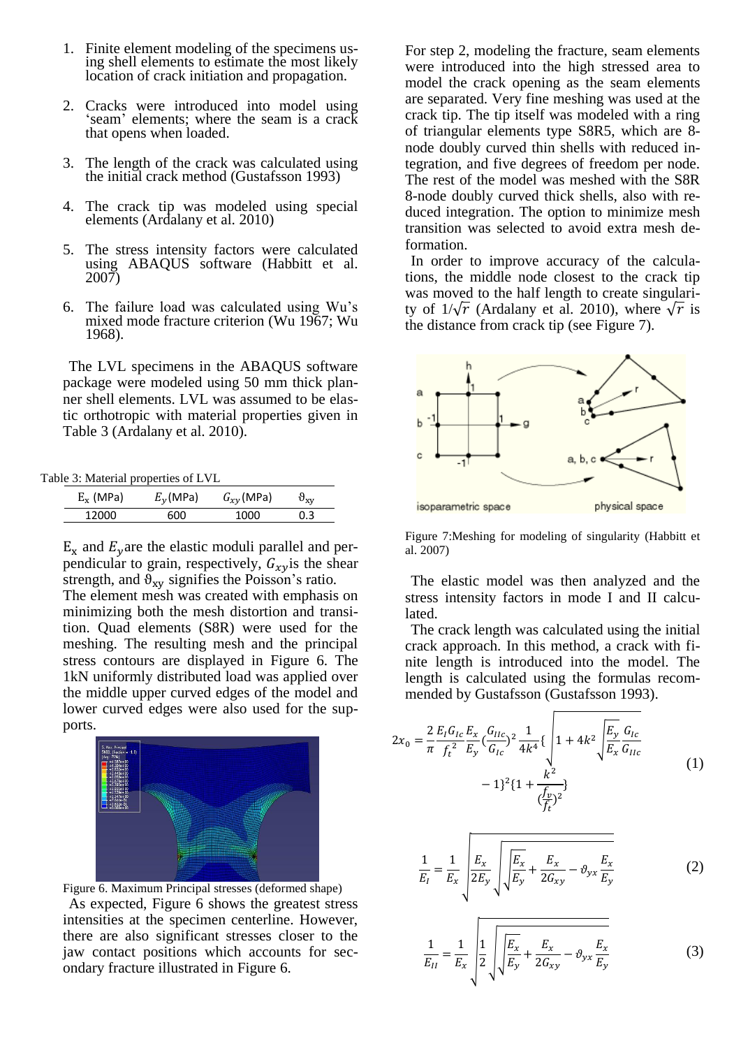1. Finite element modeling of the specimens using shell elements to estimate the most likely location of crack initiation and propagation.

2. Cracks were introduced into model using 'seam' elements; where the seam is a crack that opens when loaded.

3. The length of the crack was calculated using the initial crack method (Gustafsson 1993)

4. The crack tip was modeled using special elements (Ardalany et al. 2010)

5. The stress intensity factors were calculated using ABAQUS software (Habbitt et al. 2007)

6. The failure load was calculated using Wu's mixed mode fracture criterion (Wu 1967; Wu 1968).

The LVL specimens in the ABAQUS software package were modeled using 50 mm thick planner shell elements. LVL was assumed to be elastic orthotropic with material properties given in Table 3 (Ardalany et al. 2010).

Table 3: Material properties of LVL

| $E_x$ (MPa) | $E_y$ (MPa) | $G_{xy}$ (MPa) | $\vartheta_{xy}$ |
|---|---|---|---|
| 12000 | 600 | 1000 | 0.3 |

$E_x$ and $E_y$ are the elastic moduli parallel and perpendicular to grain, respectively, $G_{xy}$ is the shear strength, and $\vartheta_{xy}$ signifies the Poisson's ratio.

The element mesh was created with emphasis on minimizing both the mesh distortion and transition. Quad elements (S8R) were used for the meshing. The resulting mesh and the principal stress contours are displayed in Figure 6. The 1kN uniformly distributed load was applied over the middle upper curved edges of the model and lower curved edges were also used for the supports.

Figure 6. Maximum Principal stresses (deformed shape)

As expected, Figure 6 shows the greatest stress intensities at the specimen centerline. However, there are also significant stresses closer to the jaw contact positions which accounts for secondary fracture illustrated in Figure 6.

For step 2, modeling the fracture, seam elements were introduced into the high stressed area to model the crack opening as the seam elements are separated. Very fine meshing was used at the crack tip. The tip itself was modeled with a ring of triangular elements type S8R5, which are 8-node doubly curved thin shells with reduced integration, and five degrees of freedom per node. The rest of the model was meshed with the S8R 8-node doubly curved thick shells, also with reduced integration. The option to minimize mesh transition was selected to avoid extra mesh deformation.

In order to improve accuracy of the calculations, the middle node closest to the crack tip was moved to the half length to create singularity of $1/\sqrt{r}$ (Ardalany et al. 2010), where $\sqrt{r}$ is the distance from crack tip (see Figure 7).

Figure 7:Meshing for modeling of singularity (Habbitt et al. 2007)

The elastic model was then analyzed and the stress intensity factors in mode I and II calculated.

The crack length was calculated using the initial crack approach. In this method, a crack with finite length is introduced into the model. The length is calculated using the formulas recommended by Gustafsson (Gustafsson 1993).

$$2x_0 = \frac{2}{\pi}\frac{E_I G_{Ic}}{f_t^{\,2}}\frac{E_x}{E_y}\left(\frac{G_{IIc}}{G_{Ic}}\right)^2\frac{1}{4k^4}\left\{\sqrt{1+4k^2\sqrt{\frac{E_y}{E_x}\frac{G_{Ic}}{G_{IIc}}}} - 1\right\}^2\left\{1+\frac{k^2}{\left(\frac{f_v}{f_t}\right)^2}\right\} \tag{1}$$

$$\frac{1}{E_I} = \frac{1}{E_x}\sqrt{\frac{E_x}{2E_y}\sqrt{\sqrt{\frac{E_x}{E_y}} + \frac{E_x}{2G_{xy}} - \vartheta_{yx}\frac{E_x}{E_y}}} \tag{2}$$

$$\frac{1}{E_{II}} = \frac{1}{E_x}\sqrt{\frac{1}{2}\sqrt{\sqrt{\frac{E_x}{E_y}} + \frac{E_x}{2G_{xy}} - \vartheta_{yx}\frac{E_x}{E_y}}} \tag{3}$$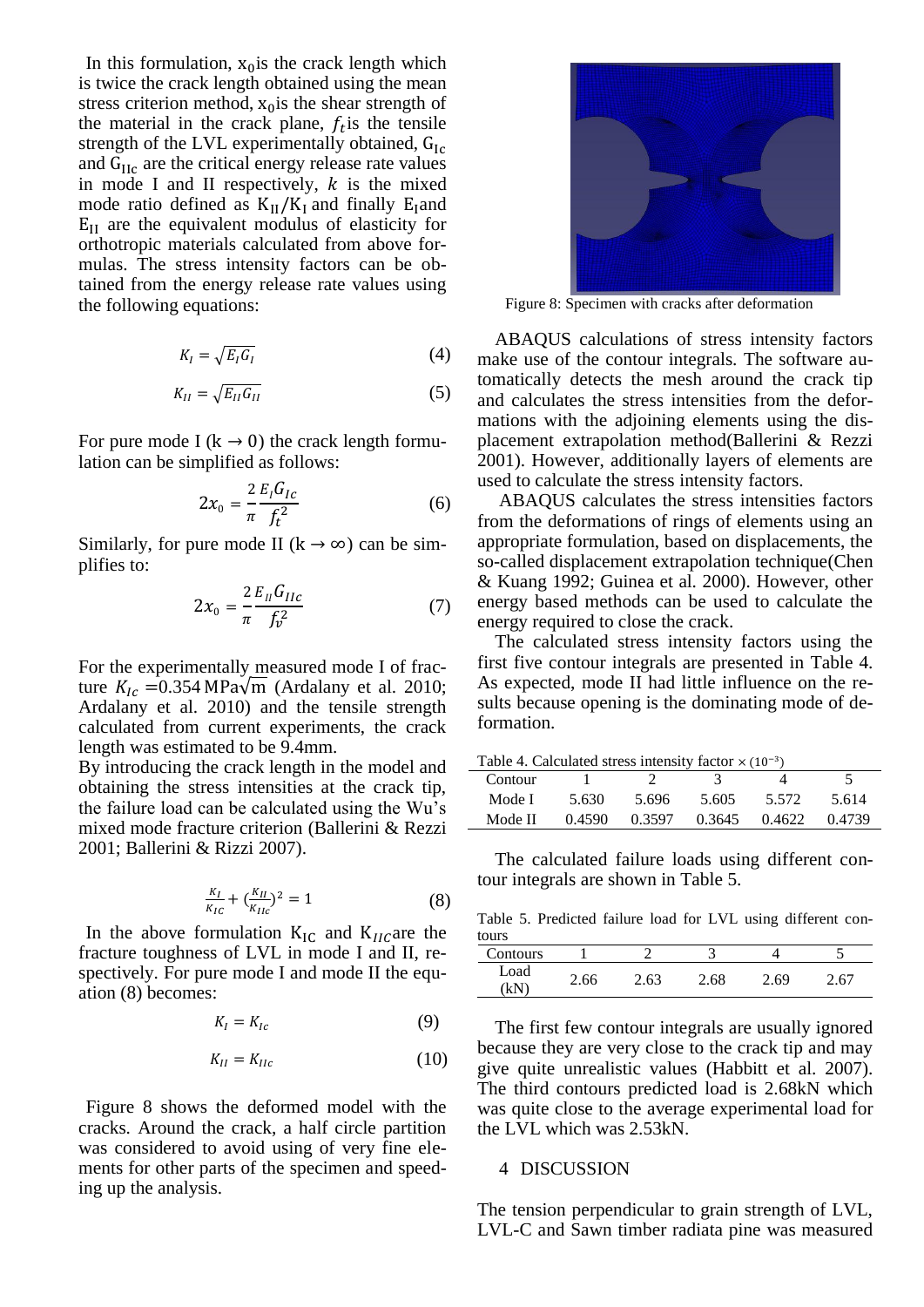In this formulation, $x_0$ is the crack length which is twice the crack length obtained using the mean stress criterion method, $x_0$ is the shear strength of the material in the crack plane, $f_t$ is the tensile strength of the LVL experimentally obtained, $G_{Ic}$ and $G_{IIc}$ are the critical energy release rate values in mode I and II respectively, $k$ is the mixed mode ratio defined as $K_{II}/K_I$ and finally $E_I$ and $E_{II}$ are the equivalent modulus of elasticity for orthotropic materials calculated from above formulas. The stress intensity factors can be obtained from the energy release rate values using the following equations:

$$K_I = \sqrt{E_I G_I} \tag{4}$$

$$K_{II} = \sqrt{E_{II} G_{II}} \tag{5}$$

For pure mode I ($k \rightarrow 0$) the crack length formulation can be simplified as follows:

$$2x_0 = \frac{2}{\pi}\frac{E_I G_{Ic}}{f_t^2} \tag{6}$$

Similarly, for pure mode II ($k \rightarrow \infty$) can be simplifies to:

$$2x_0 = \frac{2}{\pi}\frac{E_{II} G_{IIc}}{f_v^2} \tag{7}$$

For the experimentally measured mode I of fracture $K_{Ic} = 0.354\,\mathrm{MPa}\sqrt{\mathrm{m}}$ (Ardalany et al. 2010; Ardalany et al. 2010) and the tensile strength calculated from current experiments, the crack length was estimated to be 9.4mm.

By introducing the crack length in the model and obtaining the stress intensities at the crack tip, the failure load can be calculated using the Wu's mixed mode fracture criterion (Ballerini & Rezzi 2001; Ballerini & Rizzi 2007).

$$\frac{K_I}{K_{IC}} + \left(\frac{K_{II}}{K_{IIc}}\right)^2 = 1 \tag{8}$$

In the above formulation $K_{IC}$ and $K_{IIC}$ are the fracture toughness of LVL in mode I and II, respectively. For pure mode I and mode II the equation (8) becomes:

$$K_I = K_{Ic} \tag{9}$$

$$K_{II} = K_{IIc} \tag{10}$$

Figure 8 shows the deformed model with the cracks. Around the crack, a half circle partition was considered to avoid using of very fine elements for other parts of the specimen and speeding up the analysis.

Figure 8: Specimen with cracks after deformation

ABAQUS calculations of stress intensity factors make use of the contour integrals. The software automatically detects the mesh around the crack tip and calculates the stress intensities from the deformations with the adjoining elements using the displacement extrapolation method(Ballerini & Rezzi 2001). However, additionally layers of elements are used to calculate the stress intensity factors.

ABAQUS calculates the stress intensities factors from the deformations of rings of elements using an appropriate formulation, based on displacements, the so-called displacement extrapolation technique(Chen & Kuang 1992; Guinea et al. 2000). However, other energy based methods can be used to calculate the energy required to close the crack.

The calculated stress intensity factors using the first five contour integrals are presented in Table 4. As expected, mode II had little influence on the results because opening is the dominating mode of deformation.

Table 4. Calculated stress intensity factor $\times (10^{-3})$

| Contour | 1 | 2 | 3 | 4 | 5 |
|---|---|---|---|---|---|
| Mode I | 5.630 | 5.696 | 5.605 | 5.572 | 5.614 |
| Mode II | 0.4590 | 0.3597 | 0.3645 | 0.4622 | 0.4739 |

The calculated failure loads using different contour integrals are shown in Table 5.

Table 5. Predicted failure load for LVL using different contours

| Contours | 1 | 2 | 3 | 4 | 5 |
|---|---|---|---|---|---|
| Load (kN) | 2.66 | 2.63 | 2.68 | 2.69 | 2.67 |

The first few contour integrals are usually ignored because they are very close to the crack tip and may give quite unrealistic values (Habbitt et al. 2007). The third contours predicted load is 2.68kN which was quite close to the average experimental load for the LVL which was 2.53kN.

## 4 DISCUSSION

The tension perpendicular to grain strength of LVL, LVL-C and Sawn timber radiata pine was measured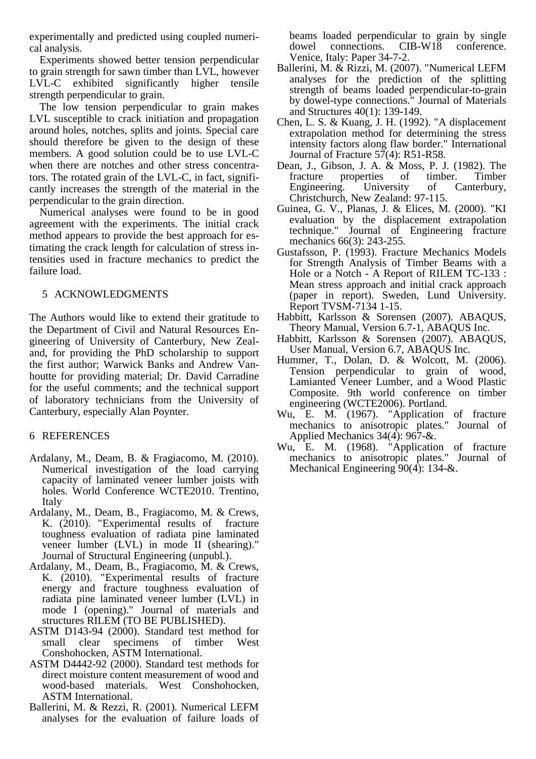experimentally and predicted using coupled numerical analysis.

Experiments showed better tension perpendicular to grain strength for sawn timber than LVL, however LVL-C exhibited significantly higher tensile strength perpendicular to grain.

The low tension perpendicular to grain makes LVL susceptible to crack initiation and propagation around holes, notches, splits and joints. Special care should therefore be given to the design of these members. A good solution could be to use LVL-C when there are notches and other stress concentrators. The rotated grain of the LVL-C, in fact, significantly increases the strength of the material in the perpendicular to the grain direction.

Numerical analyses were found to be in good agreement with the experiments. The initial crack method appears to provide the best approach for estimating the crack length for calculation of stress intensities used in fracture mechanics to predict the failure load.

## 5 ACKNOWLEDGMENTS

The Authors would like to extend their gratitude to the Department of Civil and Natural Resources Engineering of University of Canterbury, New Zealand, for providing the PhD scholarship to support the first author; Warwick Banks and Andrew Vanhoutte for providing material; Dr. David Carradine for the useful comments; and the technical support of laboratory technicians from the University of Canterbury, especially Alan Poynter.

## 6 REFERENCES

Ardalany, M., Deam, B. & Fragiacomo, M. (2010). Numerical investigation of the load carrying capacity of laminated veneer lumber joists with holes. World Conference WCTE2010. Trentino, Italy

Ardalany, M., Deam, B., Fragiacomo, M. & Crews, K. (2010). "Experimental results of fracture toughness evaluation of radiata pine laminated veneer lumber (LVL) in mode II (shearing)." Journal of Structural Engineering (unpubl.).

Ardalany, M., Deam, B., Fragiacomo, M. & Crews, K. (2010). "Experimental results of fracture energy and fracture toughness evaluation of radiata pine laminated veneer lumber (LVL) in mode I (opening)." Journal of materials and structures RILEM (TO BE PUBLISHED).

ASTM D143-94 (2000). Standard test method for small clear specimens of timber West Conshohocken, ASTM International.

ASTM D4442-92 (2000). Standard test methods for direct moisture content measurement of wood and wood-based materials. West Conshohocken, ASTM International.

Ballerini, M. & Rezzi, R. (2001). Numerical LEFM analyses for the evaluation of failure loads of beams loaded perpendicular to grain by single dowel connections. CIB-W18 conference. Venice, Italy: Paper 34-7-2.

Ballerini, M. & Rizzi, M. (2007). "Numerical LEFM analyses for the prediction of the splitting strength of beams loaded perpendicular-to-grain by dowel-type connections." Journal of Materials and Structures 40(1): 139-149.

Chen, L. S. & Kuang, J. H. (1992). "A displacement extrapolation method for determining the stress intensity factors along flaw border." International Journal of Fracture 57(4): R51-R58.

Dean, J., Gibson, J. A. & Moss, P. J. (1982). The fracture properties of timber. Timber Engineering. University of Canterbury, Christchurch, New Zealand: 97-115.

Guinea, G. V., Planas, J. & Elices, M. (2000). "KI evaluation by the displacement extrapolation technique." Journal of Engineering fracture mechanics 66(3): 243-255.

Gustafsson, P. (1993). Fracture Mechanics Models for Strength Analysis of Timber Beams with a Hole or a Notch - A Report of RILEM TC-133 : Mean stress approach and initial crack approach (paper in report). Sweden, Lund University. Report TVSM-7134 1-15.

Habbitt, Karlsson & Sorensen (2007). ABAQUS, Theory Manual, Version 6.7-1, ABAQUS Inc.

Habbitt, Karlsson & Sorensen (2007). ABAQUS, User Manual, Version 6.7, ABAQUS Inc.

Hummer, T., Dolan, D. & Wolcott, M. (2006). Tension perpendicular to grain of wood, Lamianted Veneer Lumber, and a Wood Plastic Composite. 9th world conference on timber engineering (WCTE2006). Portland.

Wu, E. M. (1967). "Application of fracture mechanics to anisotropic plates." Journal of Applied Mechanics 34(4): 967-&.

Wu, E. M. (1968). "Application of fracture mechanics to anisotropic plates." Journal of Mechanical Engineering 90(4): 134-&.